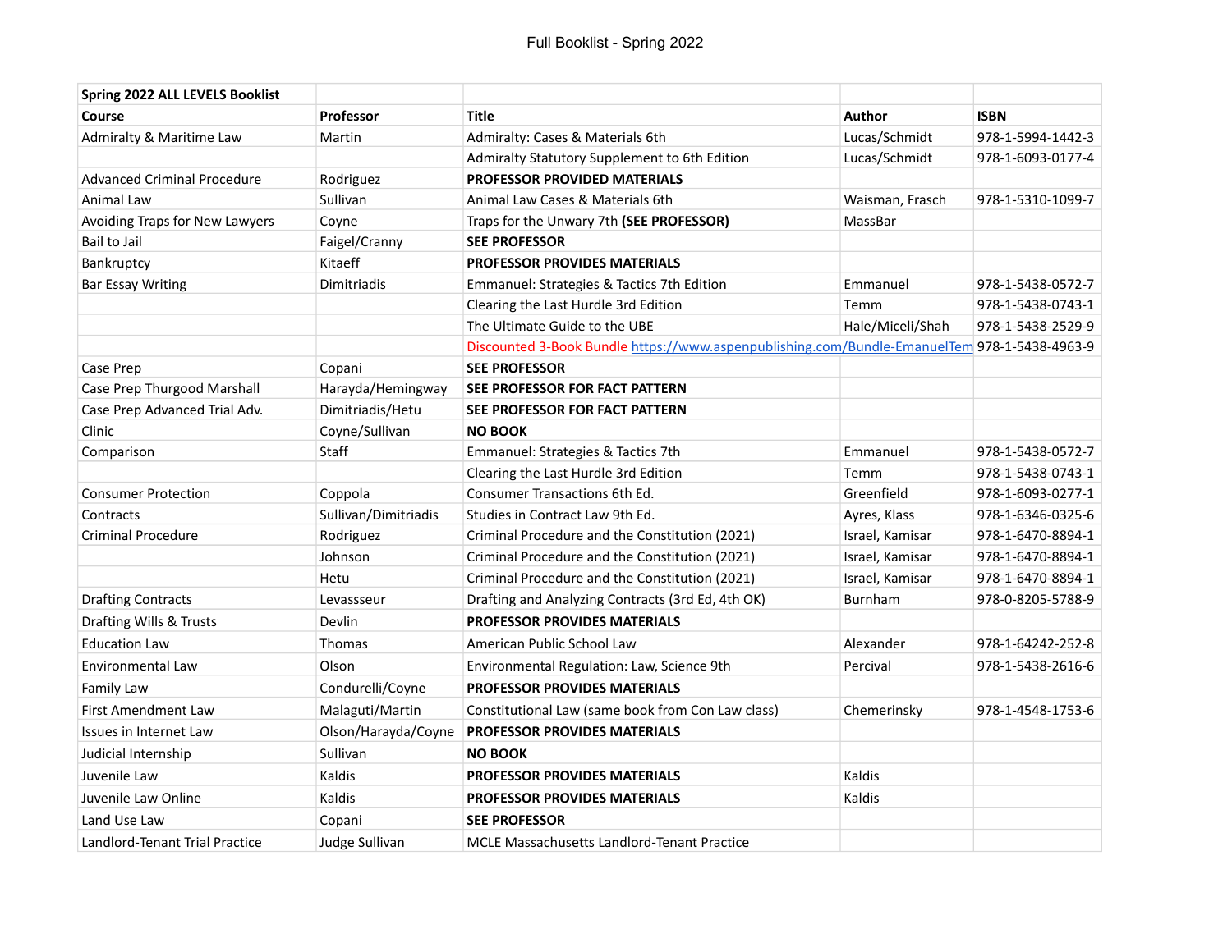# Full Booklist - Spring 2022

| **Spring 2022 ALL LEVELS Booklist** | | | | |
|---|---|---|---|---|
| **Course** | **Professor** | **Title** | **Author** | **ISBN** |
| Admiralty & Maritime Law | Martin | Admiralty: Cases & Materials 6th | Lucas/Schmidt | 978-1-5994-1442-3 |
| | | Admiralty Statutory Supplement to 6th Edition | Lucas/Schmidt | 978-1-6093-0177-4 |
| Advanced Criminal Procedure | Rodriguez | **PROFESSOR PROVIDED MATERIALS** | | |
| Animal Law | Sullivan | Animal Law Cases & Materials 6th | Waisman, Frasch | 978-1-5310-1099-7 |
| Avoiding Traps for New Lawyers | Coyne | Traps for the Unwary 7th **(SEE PROFESSOR)** | MassBar | |
| Bail to Jail | Faigel/Cranny | **SEE PROFESSOR** | | |
| Bankruptcy | Kitaeff | **PROFESSOR PROVIDES MATERIALS** | | |
| Bar Essay Writing | Dimitriadis | Emmanuel: Strategies & Tactics 7th Edition | Emmanuel | 978-1-5438-0572-7 |
| | | Clearing the Last Hurdle 3rd Edition | Temm | 978-1-5438-0743-1 |
| | | The Ultimate Guide to the UBE | Hale/Miceli/Shah | 978-1-5438-2529-9 |
| | | Discounted 3-Book Bundle https://www.aspenpublishing.com/Bundle-EmanuelTem | | 978-1-5438-4963-9 |
| Case Prep | Copani | **SEE PROFESSOR** | | |
| Case Prep Thurgood Marshall | Harayda/Hemingway | **SEE PROFESSOR FOR FACT PATTERN** | | |
| Case Prep Advanced Trial Adv. | Dimitriadis/Hetu | **SEE PROFESSOR FOR FACT PATTERN** | | |
| Clinic | Coyne/Sullivan | **NO BOOK** | | |
| Comparison | Staff | Emmanuel: Strategies & Tactics 7th | Emmanuel | 978-1-5438-0572-7 |
| | | Clearing the Last Hurdle 3rd Edition | Temm | 978-1-5438-0743-1 |
| Consumer Protection | Coppola | Consumer Transactions 6th Ed. | Greenfield | 978-1-6093-0277-1 |
| Contracts | Sullivan/Dimitriadis | Studies in Contract Law 9th Ed. | Ayres, Klass | 978-1-6346-0325-6 |
| Criminal Procedure | Rodriguez | Criminal Procedure and the Constitution (2021) | Israel, Kamisar | 978-1-6470-8894-1 |
| | Johnson | Criminal Procedure and the Constitution (2021) | Israel, Kamisar | 978-1-6470-8894-1 |
| | Hetu | Criminal Procedure and the Constitution (2021) | Israel, Kamisar | 978-1-6470-8894-1 |
| Drafting Contracts | Levassseur | Drafting and Analyzing Contracts (3rd Ed, 4th OK) | Burnham | 978-0-8205-5788-9 |
| Drafting Wills & Trusts | Devlin | **PROFESSOR PROVIDES MATERIALS** | | |
| Education Law | Thomas | American Public School Law | Alexander | 978-1-64242-252-8 |
| Environmental Law | Olson | Environmental Regulation: Law, Science 9th | Percival | 978-1-5438-2616-6 |
| Family Law | Condurelli/Coyne | **PROFESSOR PROVIDES MATERIALS** | | |
| First Amendment Law | Malaguti/Martin | Constitutional Law (same book from Con Law class) | Chemerinsky | 978-1-4548-1753-6 |
| Issues in Internet Law | Olson/Harayda/Coyne | **PROFESSOR PROVIDES MATERIALS** | | |
| Judicial Internship | Sullivan | **NO BOOK** | | |
| Juvenile Law | Kaldis | **PROFESSOR PROVIDES MATERIALS** | Kaldis | |
| Juvenile Law Online | Kaldis | **PROFESSOR PROVIDES MATERIALS** | Kaldis | |
| Land Use Law | Copani | **SEE PROFESSOR** | | |
| Landlord-Tenant Trial Practice | Judge Sullivan | MCLE Massachusetts Landlord-Tenant Practice | | |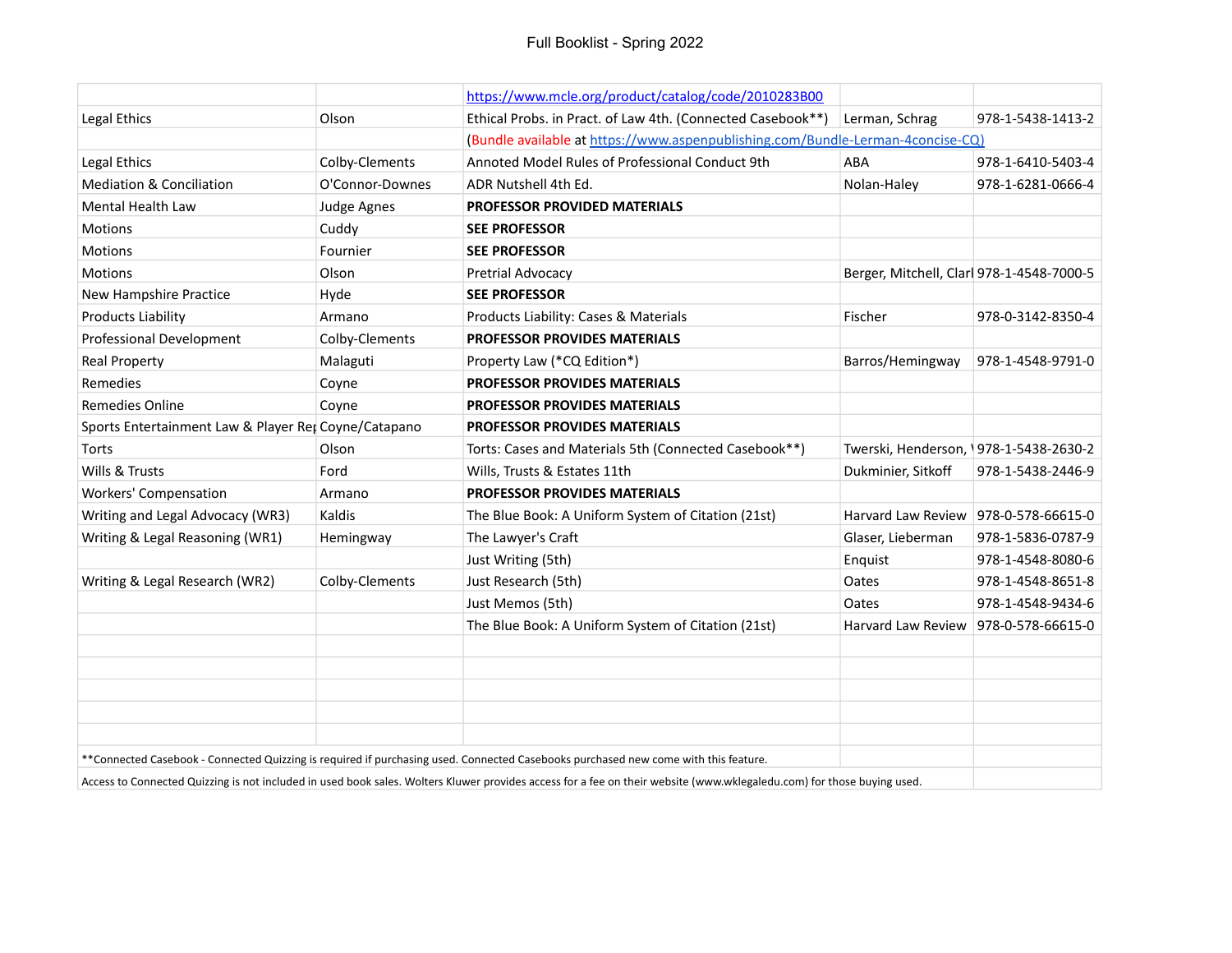# Full Booklist - Spring 2022

| | | | | |
|---|---|---|---|---|
| | | https://www.mcle.org/product/catalog/code/2010283B00 | | |
| Legal Ethics | Olson | Ethical Probs. in Pract. of Law 4th. (Connected Casebook**) | Lerman, Schrag | 978-1-5438-1413-2 |
| | | (Bundle available at https://www.aspenpublishing.com/Bundle-Lerman-4concise-CQ) | | |
| Legal Ethics | Colby-Clements | Annoted Model Rules of Professional Conduct 9th | ABA | 978-1-6410-5403-4 |
| Mediation & Conciliation | O'Connor-Downes | ADR Nutshell 4th Ed. | Nolan-Haley | 978-1-6281-0666-4 |
| Mental Health Law | Judge Agnes | **PROFESSOR PROVIDED MATERIALS** | | |
| Motions | Cuddy | **SEE PROFESSOR** | | |
| Motions | Fournier | **SEE PROFESSOR** | | |
| Motions | Olson | Pretrial Advocacy | Berger, Mitchell, Clarl | 978-1-4548-7000-5 |
| New Hampshire Practice | Hyde | **SEE PROFESSOR** | | |
| Products Liability | Armano | Products Liability: Cases & Materials | Fischer | 978-0-3142-8350-4 |
| Professional Development | Colby-Clements | **PROFESSOR PROVIDES MATERIALS** | | |
| Real Property | Malaguti | Property Law (*CQ Edition*) | Barros/Hemingway | 978-1-4548-9791-0 |
| Remedies | Coyne | **PROFESSOR PROVIDES MATERIALS** | | |
| Remedies Online | Coyne | **PROFESSOR PROVIDES MATERIALS** | | |
| Sports Entertainment Law & Player Rep | Coyne/Catapano | **PROFESSOR PROVIDES MATERIALS** | | |
| Torts | Olson | Torts: Cases and Materials 5th (Connected Casebook**) | Twerski, Henderson, \ | 978-1-5438-2630-2 |
| Wills & Trusts | Ford | Wills, Trusts & Estates 11th | Dukminier, Sitkoff | 978-1-5438-2446-9 |
| Workers' Compensation | Armano | **PROFESSOR PROVIDES MATERIALS** | | |
| Writing and Legal Advocacy (WR3) | Kaldis | The Blue Book: A Uniform System of Citation (21st) | Harvard Law Review | 978-0-578-66615-0 |
| Writing & Legal Reasoning (WR1) | Hemingway | The Lawyer's Craft | Glaser, Lieberman | 978-1-5836-0787-9 |
| | | Just Writing (5th) | Enquist | 978-1-4548-8080-6 |
| Writing & Legal Research (WR2) | Colby-Clements | Just Research (5th) | Oates | 978-1-4548-8651-8 |
| | | Just Memos (5th) | Oates | 978-1-4548-9434-6 |
| | | The Blue Book: A Uniform System of Citation (21st) | Harvard Law Review | 978-0-578-66615-0 |

**Connected Casebook - Connected Quizzing is required if purchasing used. Connected Casebooks purchased new come with this feature.

Access to Connected Quizzing is not included in used book sales. Wolters Kluwer provides access for a fee on their website (www.wklegaledu.com) for those buying used.